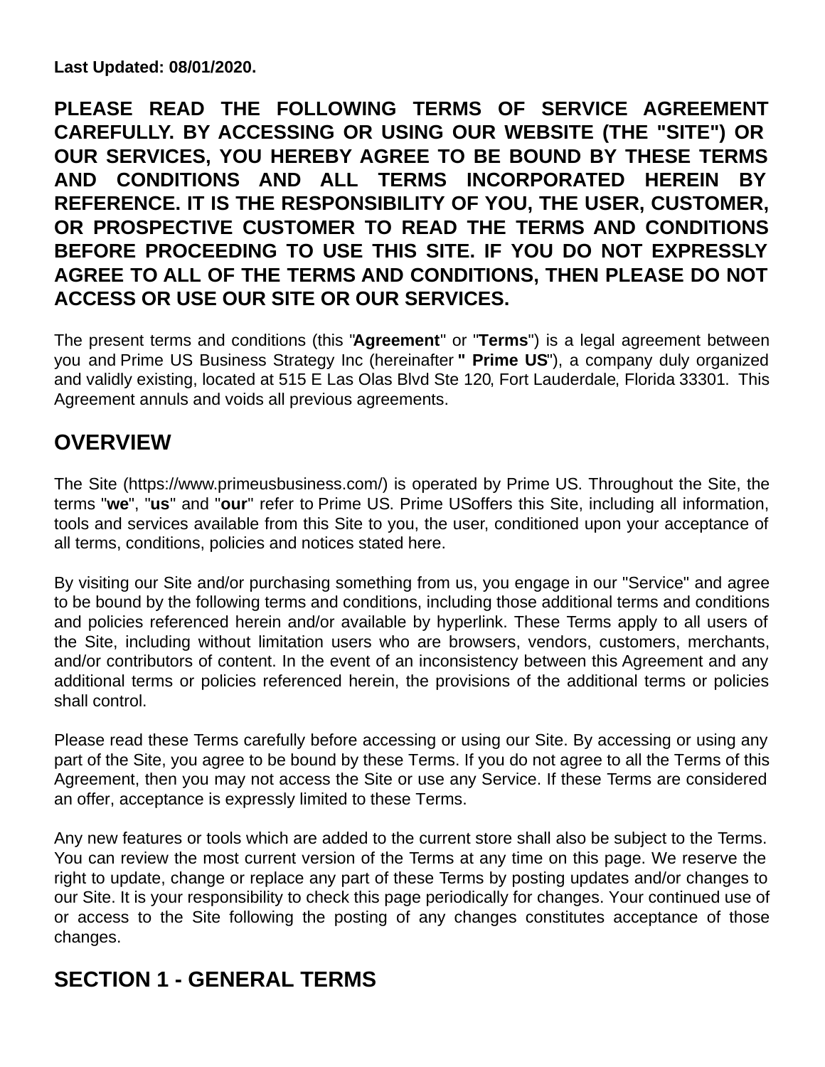**Last Updated: 08/01/2020.**

**PLEASE READ THE FOLLOWING TERMS OF SERVICE AGREEMENT CAREFULLY. BY ACCESSING OR USING OUR WEBSITE (THE "SITE") OR OUR SERVICES, YOU HEREBY AGREE TO BE BOUND BY THESE TERMS AND CONDITIONS AND ALL TERMS INCORPORATED HEREIN BY REFERENCE. IT IS THE RESPONSIBILITY OF YOU, THE USER, CUSTOMER, OR PROSPECTIVE CUSTOMER TO READ THE TERMS AND CONDITIONS BEFORE PROCEEDING TO USE THIS SITE. IF YOU DO NOT EXPRESSLY AGREE TO ALL OF THE TERMS AND CONDITIONS, THEN PLEASE DO NOT ACCESS OR USE OUR SITE OR OUR SERVICES.**

The present terms and conditions (this "**Agreement**" or "**Terms**") is a legal agreement between you and Prime US Business Strategy Inc (hereinafter **" Prime US**"), a company duly organized and validly existing, located at 515 E Las Olas Blvd Ste 120, Fort Lauderdale, Florida 33301. This Agreement annuls and voids all previous agreements.

## OVERVIEW

The Site (https://www.primeusbusiness.com/) is operated by Prime US. Throughout the Site, the terms "**we**", "**us**" and "**our**" refer to Prime US. Prime USoffers this Site, including all information, tools and services available from this Site to you, the user, conditioned upon your acceptance of all terms, conditions, policies and notices stated here.

By visiting our Site and/or purchasing something from us, you engage in our "Service" and agree to be bound by the following terms and conditions, including those additional terms and conditions and policies referenced herein and/or available by hyperlink. These Terms apply to all users of the Site, including without limitation users who are browsers, vendors, customers, merchants, and/or contributors of content. In the event of an inconsistency between this Agreement and any additional terms or policies referenced herein, the provisions of the additional terms or policies shall control.

Please read these Terms carefully before accessing or using our Site. By accessing or using any part of the Site, you agree to be bound by these Terms. If you do not agree to all the Terms of this Agreement, then you may not access the Site or use any Service. If these Terms are considered an offer, acceptance is expressly limited to these Terms.

Any new features or tools which are added to the current store shall also be subject to the Terms. You can review the most current version of the Terms at any time on this page. We reserve the right to update, change or replace any part of these Terms by posting updates and/or changes to our Site. It is your responsibility to check this page periodically for changes. Your continued use of or access to the Site following the posting of any changes constitutes acceptance of those changes.

## SECTION 1 - GENERAL TERMS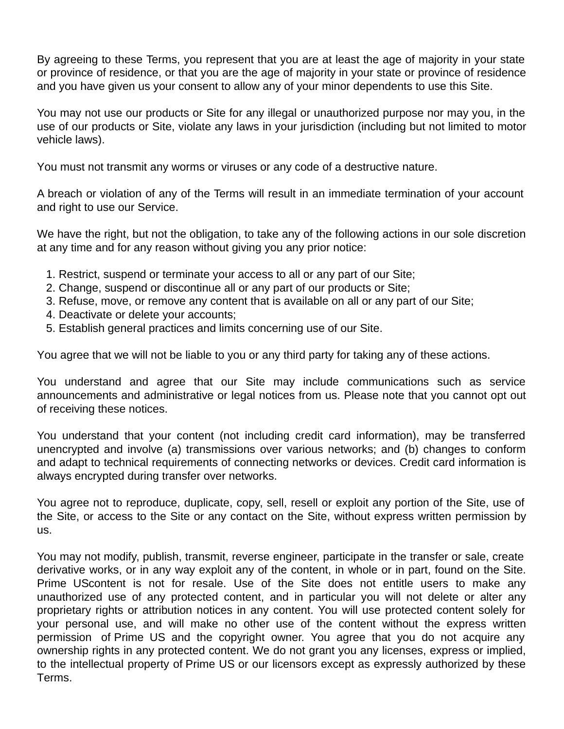By agreeing to these Terms, you represent that you are at least the age of majority in your state or province of residence, or that you are the age of majority in your state or province of residence and you have given us your consent to allow any of your minor dependents to use this Site.

You may not use our products or Site for any illegal or unauthorized purpose nor may you, in the use of our products or Site, violate any laws in your jurisdiction (including but not limited to motor vehicle laws).

You must not transmit any worms or viruses or any code of a destructive nature.

A breach or violation of any of the Terms will result in an immediate termination of your account and right to use our Service.

We have the right, but not the obligation, to take any of the following actions in our sole discretion at any time and for any reason without giving you any prior notice:

1. Restrict, suspend or terminate your access to all or any part of our Site;
2. Change, suspend or discontinue all or any part of our products or Site;
3. Refuse, move, or remove any content that is available on all or any part of our Site;
4. Deactivate or delete your accounts;
5. Establish general practices and limits concerning use of our Site.

You agree that we will not be liable to you or any third party for taking any of these actions.

You understand and agree that our Site may include communications such as service announcements and administrative or legal notices from us. Please note that you cannot opt out of receiving these notices.

You understand that your content (not including credit card information), may be transferred unencrypted and involve (a) transmissions over various networks; and (b) changes to conform and adapt to technical requirements of connecting networks or devices. Credit card information is always encrypted during transfer over networks.

You agree not to reproduce, duplicate, copy, sell, resell or exploit any portion of the Site, use of the Site, or access to the Site or any contact on the Site, without express written permission by us.

You may not modify, publish, transmit, reverse engineer, participate in the transfer or sale, create derivative works, or in any way exploit any of the content, in whole or in part, found on the Site. Prime UScontent is not for resale. Use of the Site does not entitle users to make any unauthorized use of any protected content, and in particular you will not delete or alter any proprietary rights or attribution notices in any content. You will use protected content solely for your personal use, and will make no other use of the content without the express written permission of Prime US and the copyright owner. You agree that you do not acquire any ownership rights in any protected content. We do not grant you any licenses, express or implied, to the intellectual property of Prime US or our licensors except as expressly authorized by these Terms.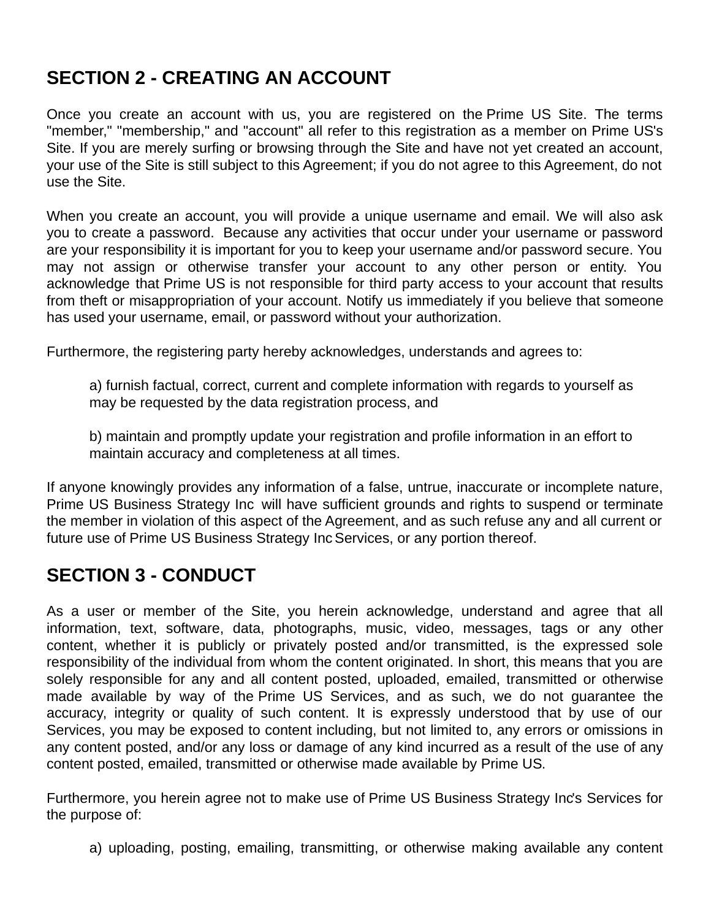## SECTION 2 - CREATING AN ACCOUNT

Once you create an account with us, you are registered on the Prime US Site. The terms "member," "membership," and "account" all refer to this registration as a member on Prime US's Site. If you are merely surfing or browsing through the Site and have not yet created an account, your use of the Site is still subject to this Agreement; if you do not agree to this Agreement, do not use the Site.

When you create an account, you will provide a unique username and email. We will also ask you to create a password. Because any activities that occur under your username or password are your responsibility it is important for you to keep your username and/or password secure. You may not assign or otherwise transfer your account to any other person or entity. You acknowledge that Prime US is not responsible for third party access to your account that results from theft or misappropriation of your account. Notify us immediately if you believe that someone has used your username, email, or password without your authorization.

Furthermore, the registering party hereby acknowledges, understands and agrees to:

a) furnish factual, correct, current and complete information with regards to yourself as may be requested by the data registration process, and

b) maintain and promptly update your registration and profile information in an effort to maintain accuracy and completeness at all times.

If anyone knowingly provides any information of a false, untrue, inaccurate or incomplete nature, Prime US Business Strategy Inc will have sufficient grounds and rights to suspend or terminate the member in violation of this aspect of the Agreement, and as such refuse any and all current or future use of Prime US Business Strategy Inc Services, or any portion thereof.

## SECTION 3 - CONDUCT

As a user or member of the Site, you herein acknowledge, understand and agree that all information, text, software, data, photographs, music, video, messages, tags or any other content, whether it is publicly or privately posted and/or transmitted, is the expressed sole responsibility of the individual from whom the content originated. In short, this means that you are solely responsible for any and all content posted, uploaded, emailed, transmitted or otherwise made available by way of the Prime US Services, and as such, we do not guarantee the accuracy, integrity or quality of such content. It is expressly understood that by use of our Services, you may be exposed to content including, but not limited to, any errors or omissions in any content posted, and/or any loss or damage of any kind incurred as a result of the use of any content posted, emailed, transmitted or otherwise made available by Prime US.

Furthermore, you herein agree not to make use of Prime US Business Strategy Inc's Services for the purpose of:

a) uploading, posting, emailing, transmitting, or otherwise making available any content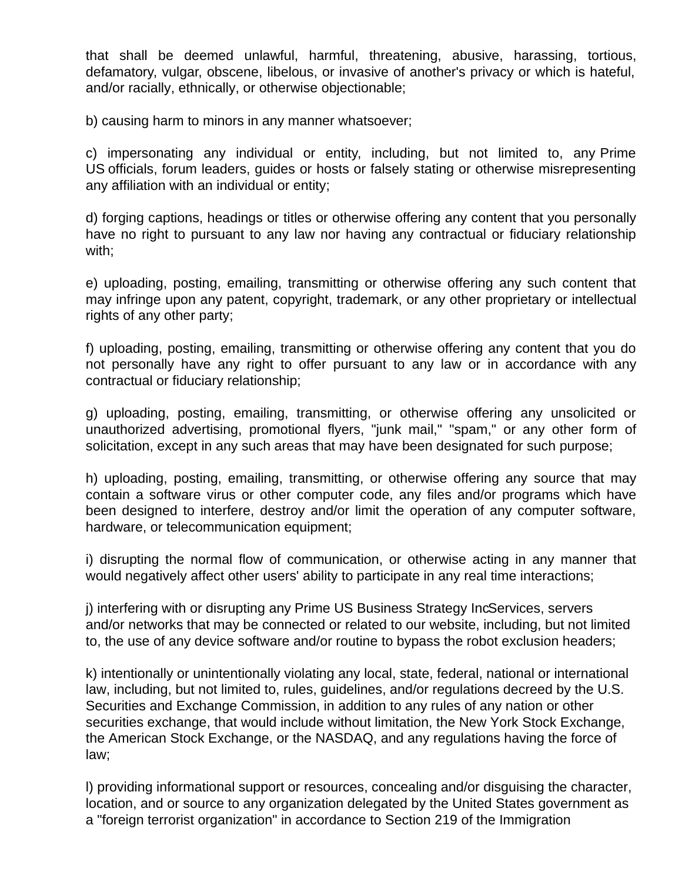that shall be deemed unlawful, harmful, threatening, abusive, harassing, tortious, defamatory, vulgar, obscene, libelous, or invasive of another's privacy or which is hateful, and/or racially, ethnically, or otherwise objectionable;

b) causing harm to minors in any manner whatsoever;

c) impersonating any individual or entity, including, but not limited to, any Prime US officials, forum leaders, guides or hosts or falsely stating or otherwise misrepresenting any affiliation with an individual or entity;

d) forging captions, headings or titles or otherwise offering any content that you personally have no right to pursuant to any law nor having any contractual or fiduciary relationship with;

e) uploading, posting, emailing, transmitting or otherwise offering any such content that may infringe upon any patent, copyright, trademark, or any other proprietary or intellectual rights of any other party;

f) uploading, posting, emailing, transmitting or otherwise offering any content that you do not personally have any right to offer pursuant to any law or in accordance with any contractual or fiduciary relationship;

g) uploading, posting, emailing, transmitting, or otherwise offering any unsolicited or unauthorized advertising, promotional flyers, "junk mail," "spam," or any other form of solicitation, except in any such areas that may have been designated for such purpose;

h) uploading, posting, emailing, transmitting, or otherwise offering any source that may contain a software virus or other computer code, any files and/or programs which have been designed to interfere, destroy and/or limit the operation of any computer software, hardware, or telecommunication equipment;

i) disrupting the normal flow of communication, or otherwise acting in any manner that would negatively affect other users' ability to participate in any real time interactions;

j) interfering with or disrupting any Prime US Business Strategy IncServices, servers and/or networks that may be connected or related to our website, including, but not limited to, the use of any device software and/or routine to bypass the robot exclusion headers;

k) intentionally or unintentionally violating any local, state, federal, national or international law, including, but not limited to, rules, guidelines, and/or regulations decreed by the U.S. Securities and Exchange Commission, in addition to any rules of any nation or other securities exchange, that would include without limitation, the New York Stock Exchange, the American Stock Exchange, or the NASDAQ, and any regulations having the force of law;

l) providing informational support or resources, concealing and/or disguising the character, location, and or source to any organization delegated by the United States government as a "foreign terrorist organization" in accordance to Section 219 of the Immigration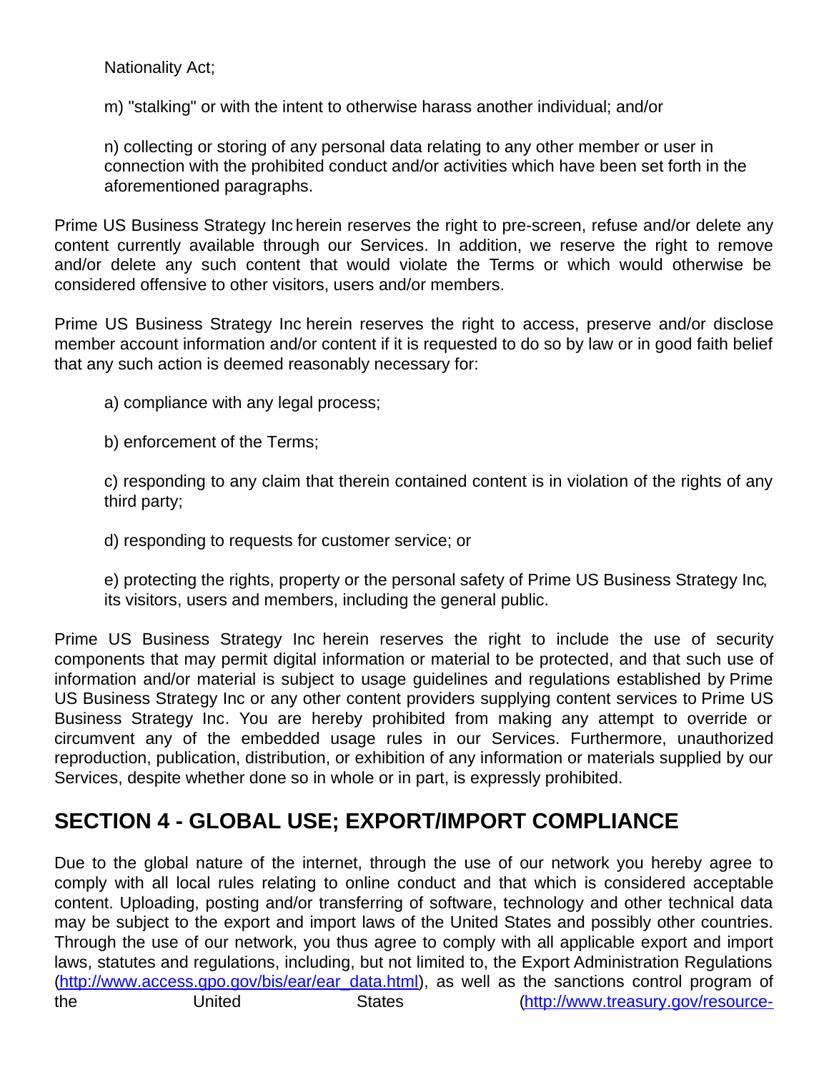Nationality Act;

m) "stalking" or with the intent to otherwise harass another individual; and/or

n) collecting or storing of any personal data relating to any other member or user in connection with the prohibited conduct and/or activities which have been set forth in the aforementioned paragraphs.

Prime US Business Strategy Inc herein reserves the right to pre-screen, refuse and/or delete any content currently available through our Services. In addition, we reserve the right to remove and/or delete any such content that would violate the Terms or which would otherwise be considered offensive to other visitors, users and/or members.

Prime US Business Strategy Inc herein reserves the right to access, preserve and/or disclose member account information and/or content if it is requested to do so by law or in good faith belief that any such action is deemed reasonably necessary for:

a) compliance with any legal process;

b) enforcement of the Terms;

c) responding to any claim that therein contained content is in violation of the rights of any third party;

d) responding to requests for customer service; or

e) protecting the rights, property or the personal safety of Prime US Business Strategy Inc, its visitors, users and members, including the general public.

Prime US Business Strategy Inc herein reserves the right to include the use of security components that may permit digital information or material to be protected, and that such use of information and/or material is subject to usage guidelines and regulations established by Prime US Business Strategy Inc or any other content providers supplying content services to Prime US Business Strategy Inc. You are hereby prohibited from making any attempt to override or circumvent any of the embedded usage rules in our Services. Furthermore, unauthorized reproduction, publication, distribution, or exhibition of any information or materials supplied by our Services, despite whether done so in whole or in part, is expressly prohibited.

## SECTION 4 - GLOBAL USE; EXPORT/IMPORT COMPLIANCE

Due to the global nature of the internet, through the use of our network you hereby agree to comply with all local rules relating to online conduct and that which is considered acceptable content. Uploading, posting and/or transferring of software, technology and other technical data may be subject to the export and import laws of the United States and possibly other countries. Through the use of our network, you thus agree to comply with all applicable export and import laws, statutes and regulations, including, but not limited to, the Export Administration Regulations (http://www.access.gpo.gov/bis/ear/ear_data.html), as well as the sanctions control program of the United States (http://www.treasury.gov/resource-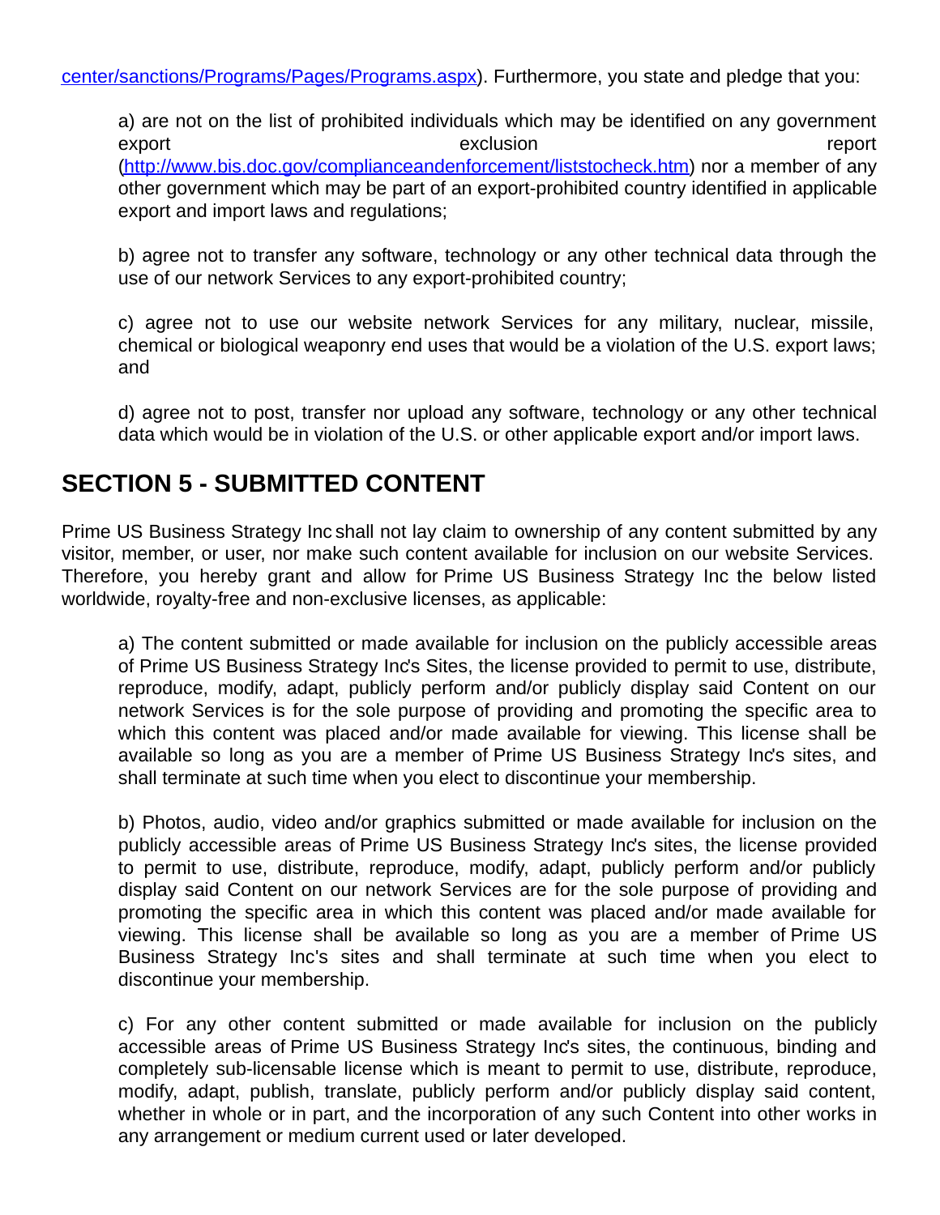center/sanctions/Programs/Pages/Programs.aspx). Furthermore, you state and pledge that you:

a) are not on the list of prohibited individuals which may be identified on any government export exclusion report (http://www.bis.doc.gov/complianceandenforcement/liststocheck.htm) nor a member of any other government which may be part of an export-prohibited country identified in applicable export and import laws and regulations;

b) agree not to transfer any software, technology or any other technical data through the use of our network Services to any export-prohibited country;

c) agree not to use our website network Services for any military, nuclear, missile, chemical or biological weaponry end uses that would be a violation of the U.S. export laws; and

d) agree not to post, transfer nor upload any software, technology or any other technical data which would be in violation of the U.S. or other applicable export and/or import laws.

## SECTION 5 - SUBMITTED CONTENT

Prime US Business Strategy Inc shall not lay claim to ownership of any content submitted by any visitor, member, or user, nor make such content available for inclusion on our website Services. Therefore, you hereby grant and allow for Prime US Business Strategy Inc the below listed worldwide, royalty-free and non-exclusive licenses, as applicable:

a) The content submitted or made available for inclusion on the publicly accessible areas of Prime US Business Strategy Inc's Sites, the license provided to permit to use, distribute, reproduce, modify, adapt, publicly perform and/or publicly display said Content on our network Services is for the sole purpose of providing and promoting the specific area to which this content was placed and/or made available for viewing. This license shall be available so long as you are a member of Prime US Business Strategy Inc's sites, and shall terminate at such time when you elect to discontinue your membership.

b) Photos, audio, video and/or graphics submitted or made available for inclusion on the publicly accessible areas of Prime US Business Strategy Inc's sites, the license provided to permit to use, distribute, reproduce, modify, adapt, publicly perform and/or publicly display said Content on our network Services are for the sole purpose of providing and promoting the specific area in which this content was placed and/or made available for viewing. This license shall be available so long as you are a member of Prime US Business Strategy Inc's sites and shall terminate at such time when you elect to discontinue your membership.

c) For any other content submitted or made available for inclusion on the publicly accessible areas of Prime US Business Strategy Inc's sites, the continuous, binding and completely sub-licensable license which is meant to permit to use, distribute, reproduce, modify, adapt, publish, translate, publicly perform and/or publicly display said content, whether in whole or in part, and the incorporation of any such Content into other works in any arrangement or medium current used or later developed.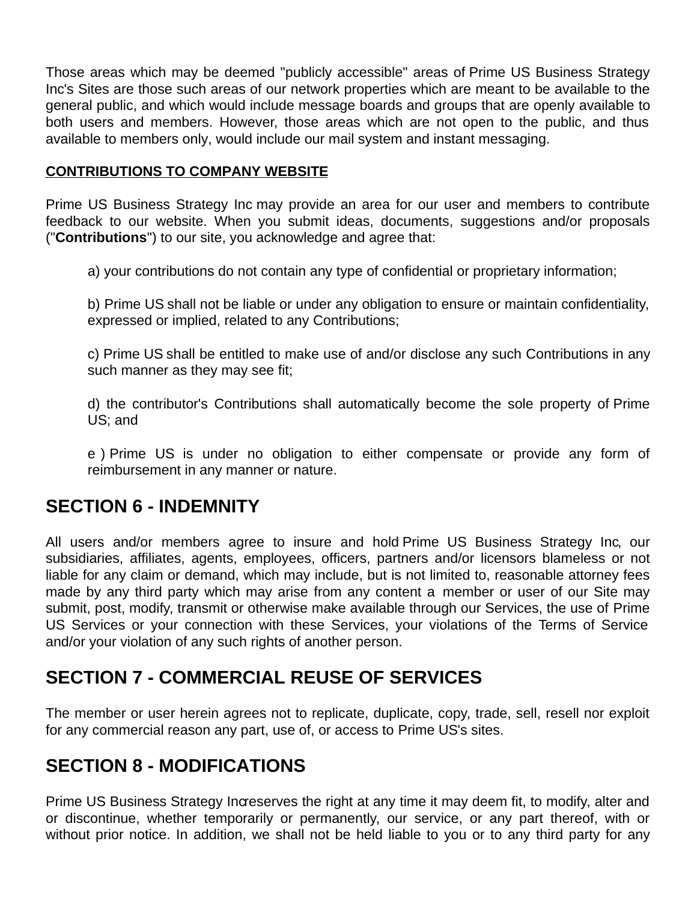Those areas which may be deemed "publicly accessible" areas of Prime US Business Strategy Inc's Sites are those such areas of our network properties which are meant to be available to the general public, and which would include message boards and groups that are openly available to both users and members. However, those areas which are not open to the public, and thus available to members only, would include our mail system and instant messaging.

**CONTRIBUTIONS TO COMPANY WEBSITE**

Prime US Business Strategy Inc may provide an area for our user and members to contribute feedback to our website. When you submit ideas, documents, suggestions and/or proposals ("**Contributions**") to our site, you acknowledge and agree that:

a) your contributions do not contain any type of confidential or proprietary information;

b) Prime US shall not be liable or under any obligation to ensure or maintain confidentiality, expressed or implied, related to any Contributions;

c) Prime US shall be entitled to make use of and/or disclose any such Contributions in any such manner as they may see fit;

d) the contributor's Contributions shall automatically become the sole property of Prime US; and

e ) Prime US is under no obligation to either compensate or provide any form of reimbursement in any manner or nature.

## SECTION 6 - INDEMNITY

All users and/or members agree to insure and hold Prime US Business Strategy Inc, our subsidiaries, affiliates, agents, employees, officers, partners and/or licensors blameless or not liable for any claim or demand, which may include, but is not limited to, reasonable attorney fees made by any third party which may arise from any content a member or user of our Site may submit, post, modify, transmit or otherwise make available through our Services, the use of Prime US Services or your connection with these Services, your violations of the Terms of Service and/or your violation of any such rights of another person.

## SECTION 7 - COMMERCIAL REUSE OF SERVICES

The member or user herein agrees not to replicate, duplicate, copy, trade, sell, resell nor exploit for any commercial reason any part, use of, or access to Prime US's sites.

## SECTION 8 - MODIFICATIONS

Prime US Business Strategy Increserves the right at any time it may deem fit, to modify, alter and or discontinue, whether temporarily or permanently, our service, or any part thereof, with or without prior notice. In addition, we shall not be held liable to you or to any third party for any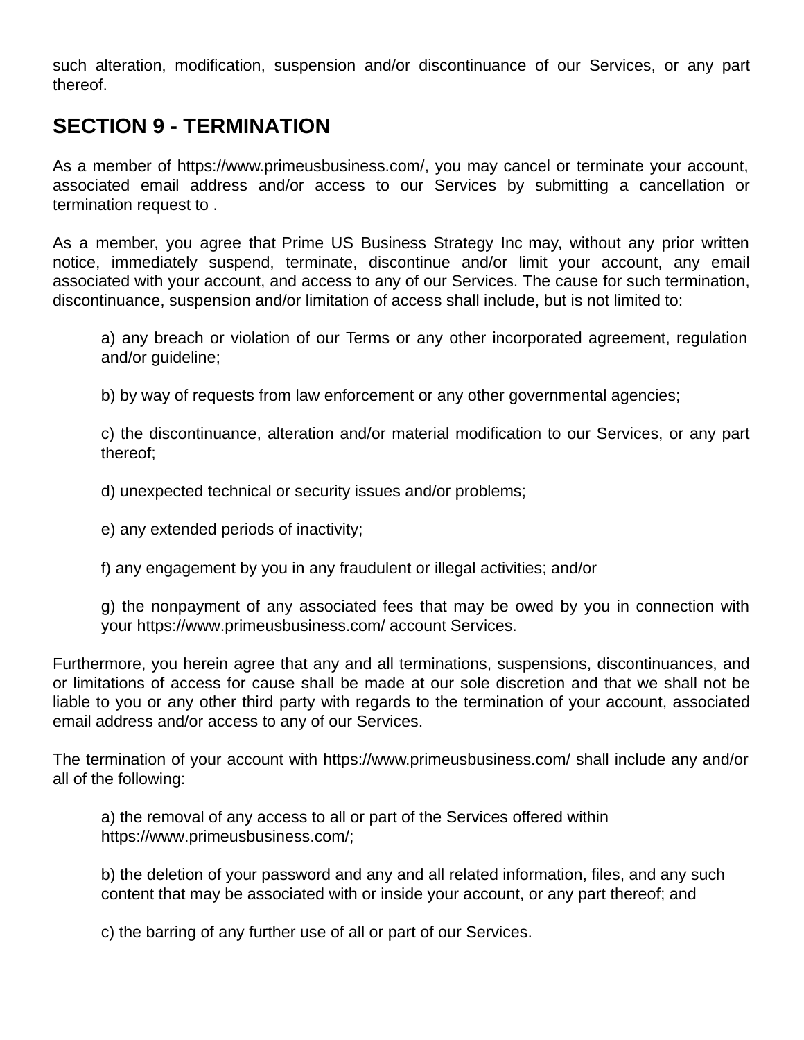such alteration, modification, suspension and/or discontinuance of our Services, or any part thereof.

## SECTION 9 - TERMINATION

As a member of https://www.primeusbusiness.com/, you may cancel or terminate your account, associated email address and/or access to our Services by submitting a cancellation or termination request to .

As a member, you agree that Prime US Business Strategy Inc may, without any prior written notice, immediately suspend, terminate, discontinue and/or limit your account, any email associated with your account, and access to any of our Services. The cause for such termination, discontinuance, suspension and/or limitation of access shall include, but is not limited to:

> a) any breach or violation of our Terms or any other incorporated agreement, regulation and/or guideline;
>
> b) by way of requests from law enforcement or any other governmental agencies;
>
> c) the discontinuance, alteration and/or material modification to our Services, or any part thereof;
>
> d) unexpected technical or security issues and/or problems;
>
> e) any extended periods of inactivity;
>
> f) any engagement by you in any fraudulent or illegal activities; and/or
>
> g) the nonpayment of any associated fees that may be owed by you in connection with your https://www.primeusbusiness.com/ account Services.

Furthermore, you herein agree that any and all terminations, suspensions, discontinuances, and or limitations of access for cause shall be made at our sole discretion and that we shall not be liable to you or any other third party with regards to the termination of your account, associated email address and/or access to any of our Services.

The termination of your account with https://www.primeusbusiness.com/ shall include any and/or all of the following:

> a) the removal of any access to all or part of the Services offered within https://www.primeusbusiness.com/;
>
> b) the deletion of your password and any and all related information, files, and any such content that may be associated with or inside your account, or any part thereof; and
>
> c) the barring of any further use of all or part of our Services.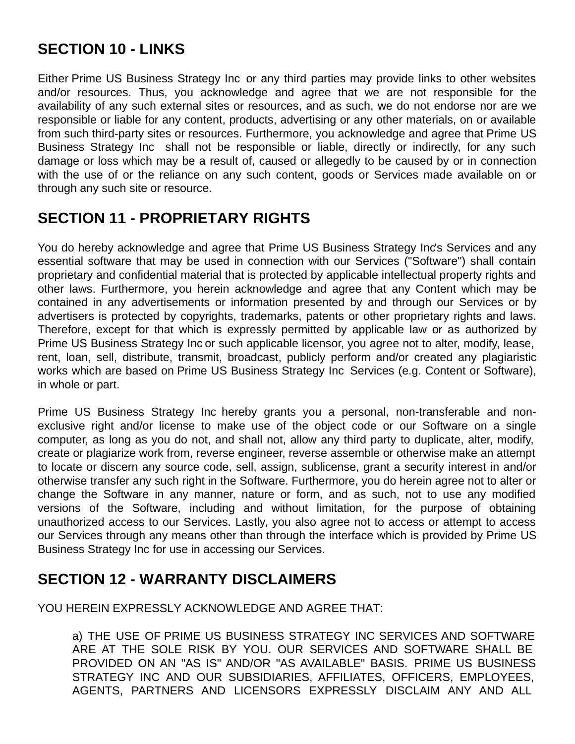## SECTION 10 - LINKS

Either Prime US Business Strategy Inc or any third parties may provide links to other websites and/or resources. Thus, you acknowledge and agree that we are not responsible for the availability of any such external sites or resources, and as such, we do not endorse nor are we responsible or liable for any content, products, advertising or any other materials, on or available from such third-party sites or resources. Furthermore, you acknowledge and agree that Prime US Business Strategy Inc shall not be responsible or liable, directly or indirectly, for any such damage or loss which may be a result of, caused or allegedly to be caused by or in connection with the use of or the reliance on any such content, goods or Services made available on or through any such site or resource.

## SECTION 11 - PROPRIETARY RIGHTS

You do hereby acknowledge and agree that Prime US Business Strategy Inc's Services and any essential software that may be used in connection with our Services ("Software") shall contain proprietary and confidential material that is protected by applicable intellectual property rights and other laws. Furthermore, you herein acknowledge and agree that any Content which may be contained in any advertisements or information presented by and through our Services or by advertisers is protected by copyrights, trademarks, patents or other proprietary rights and laws. Therefore, except for that which is expressly permitted by applicable law or as authorized by Prime US Business Strategy Inc or such applicable licensor, you agree not to alter, modify, lease, rent, loan, sell, distribute, transmit, broadcast, publicly perform and/or created any plagiaristic works which are based on Prime US Business Strategy Inc Services (e.g. Content or Software), in whole or part.

Prime US Business Strategy Inc hereby grants you a personal, non-transferable and non-exclusive right and/or license to make use of the object code or our Software on a single computer, as long as you do not, and shall not, allow any third party to duplicate, alter, modify, create or plagiarize work from, reverse engineer, reverse assemble or otherwise make an attempt to locate or discern any source code, sell, assign, sublicense, grant a security interest in and/or otherwise transfer any such right in the Software. Furthermore, you do herein agree not to alter or change the Software in any manner, nature or form, and as such, not to use any modified versions of the Software, including and without limitation, for the purpose of obtaining unauthorized access to our Services. Lastly, you also agree not to access or attempt to access our Services through any means other than through the interface which is provided by Prime US Business Strategy Inc for use in accessing our Services.

## SECTION 12 - WARRANTY DISCLAIMERS

YOU HEREIN EXPRESSLY ACKNOWLEDGE AND AGREE THAT:

a) THE USE OF PRIME US BUSINESS STRATEGY INC SERVICES AND SOFTWARE ARE AT THE SOLE RISK BY YOU. OUR SERVICES AND SOFTWARE SHALL BE PROVIDED ON AN "AS IS" AND/OR "AS AVAILABLE" BASIS. PRIME US BUSINESS STRATEGY INC AND OUR SUBSIDIARIES, AFFILIATES, OFFICERS, EMPLOYEES, AGENTS, PARTNERS AND LICENSORS EXPRESSLY DISCLAIM ANY AND ALL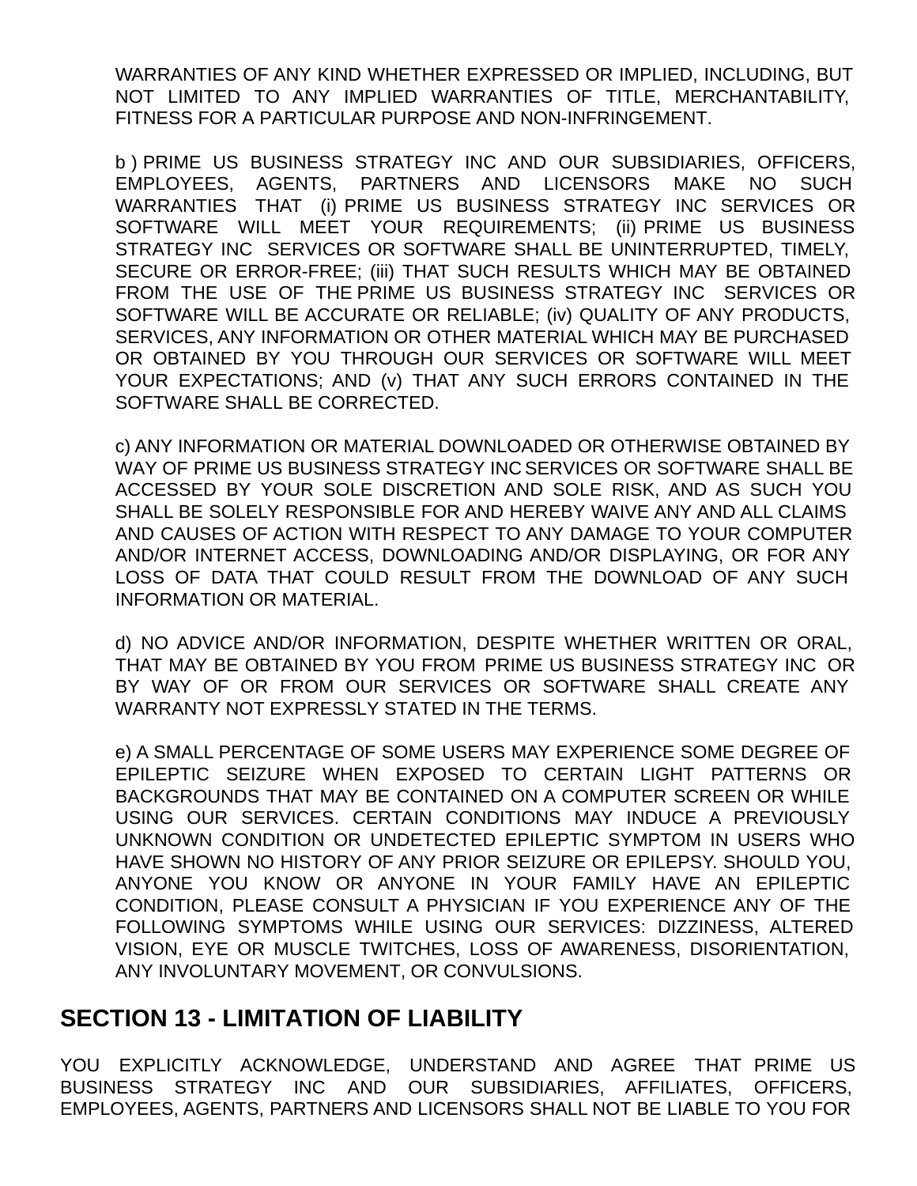WARRANTIES OF ANY KIND WHETHER EXPRESSED OR IMPLIED, INCLUDING, BUT NOT LIMITED TO ANY IMPLIED WARRANTIES OF TITLE, MERCHANTABILITY, FITNESS FOR A PARTICULAR PURPOSE AND NON-INFRINGEMENT.

b ) PRIME US BUSINESS STRATEGY INC AND OUR SUBSIDIARIES, OFFICERS, EMPLOYEES, AGENTS, PARTNERS AND LICENSORS MAKE NO SUCH WARRANTIES THAT (i) PRIME US BUSINESS STRATEGY INC SERVICES OR SOFTWARE WILL MEET YOUR REQUIREMENTS; (ii) PRIME US BUSINESS STRATEGY INC SERVICES OR SOFTWARE SHALL BE UNINTERRUPTED, TIMELY, SECURE OR ERROR-FREE; (iii) THAT SUCH RESULTS WHICH MAY BE OBTAINED FROM THE USE OF THE PRIME US BUSINESS STRATEGY INC SERVICES OR SOFTWARE WILL BE ACCURATE OR RELIABLE; (iv) QUALITY OF ANY PRODUCTS, SERVICES, ANY INFORMATION OR OTHER MATERIAL WHICH MAY BE PURCHASED OR OBTAINED BY YOU THROUGH OUR SERVICES OR SOFTWARE WILL MEET YOUR EXPECTATIONS; AND (v) THAT ANY SUCH ERRORS CONTAINED IN THE SOFTWARE SHALL BE CORRECTED.

c) ANY INFORMATION OR MATERIAL DOWNLOADED OR OTHERWISE OBTAINED BY WAY OF PRIME US BUSINESS STRATEGY INC SERVICES OR SOFTWARE SHALL BE ACCESSED BY YOUR SOLE DISCRETION AND SOLE RISK, AND AS SUCH YOU SHALL BE SOLELY RESPONSIBLE FOR AND HEREBY WAIVE ANY AND ALL CLAIMS AND CAUSES OF ACTION WITH RESPECT TO ANY DAMAGE TO YOUR COMPUTER AND/OR INTERNET ACCESS, DOWNLOADING AND/OR DISPLAYING, OR FOR ANY LOSS OF DATA THAT COULD RESULT FROM THE DOWNLOAD OF ANY SUCH INFORMATION OR MATERIAL.

d) NO ADVICE AND/OR INFORMATION, DESPITE WHETHER WRITTEN OR ORAL, THAT MAY BE OBTAINED BY YOU FROM PRIME US BUSINESS STRATEGY INC OR BY WAY OF OR FROM OUR SERVICES OR SOFTWARE SHALL CREATE ANY WARRANTY NOT EXPRESSLY STATED IN THE TERMS.

e) A SMALL PERCENTAGE OF SOME USERS MAY EXPERIENCE SOME DEGREE OF EPILEPTIC SEIZURE WHEN EXPOSED TO CERTAIN LIGHT PATTERNS OR BACKGROUNDS THAT MAY BE CONTAINED ON A COMPUTER SCREEN OR WHILE USING OUR SERVICES. CERTAIN CONDITIONS MAY INDUCE A PREVIOUSLY UNKNOWN CONDITION OR UNDETECTED EPILEPTIC SYMPTOM IN USERS WHO HAVE SHOWN NO HISTORY OF ANY PRIOR SEIZURE OR EPILEPSY. SHOULD YOU, ANYONE YOU KNOW OR ANYONE IN YOUR FAMILY HAVE AN EPILEPTIC CONDITION, PLEASE CONSULT A PHYSICIAN IF YOU EXPERIENCE ANY OF THE FOLLOWING SYMPTOMS WHILE USING OUR SERVICES: DIZZINESS, ALTERED VISION, EYE OR MUSCLE TWITCHES, LOSS OF AWARENESS, DISORIENTATION, ANY INVOLUNTARY MOVEMENT, OR CONVULSIONS.

## SECTION 13 - LIMITATION OF LIABILITY

YOU EXPLICITLY ACKNOWLEDGE, UNDERSTAND AND AGREE THAT PRIME US BUSINESS STRATEGY INC AND OUR SUBSIDIARIES, AFFILIATES, OFFICERS, EMPLOYEES, AGENTS, PARTNERS AND LICENSORS SHALL NOT BE LIABLE TO YOU FOR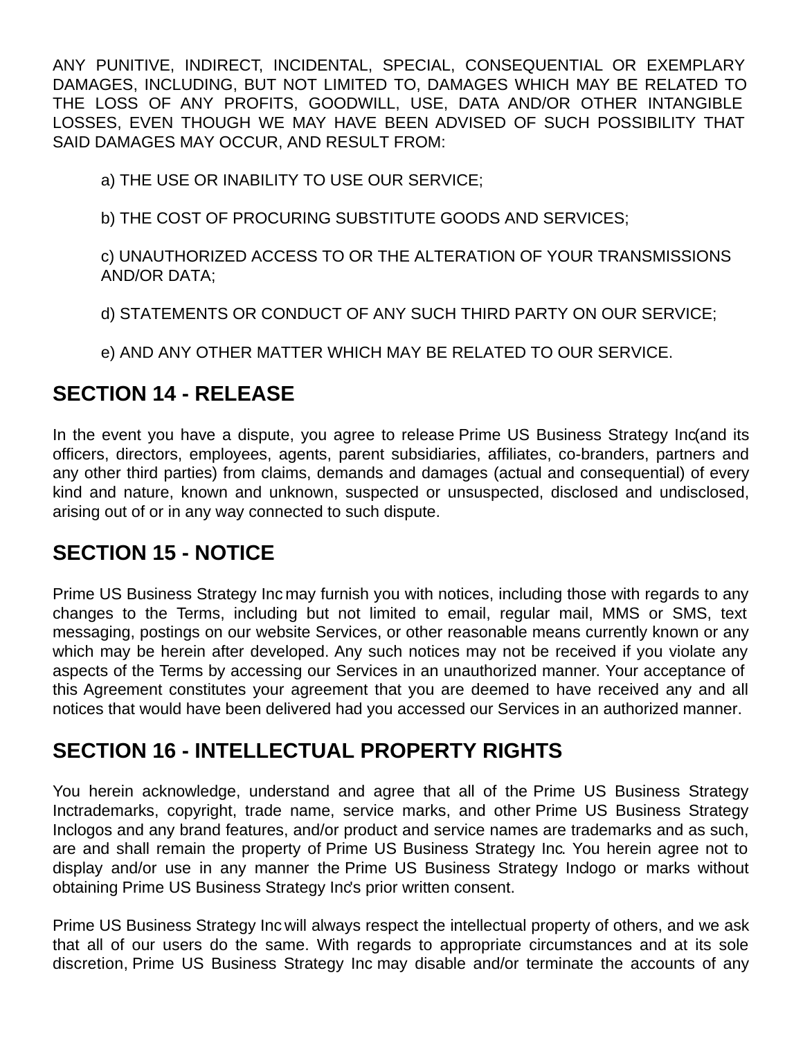ANY PUNITIVE, INDIRECT, INCIDENTAL, SPECIAL, CONSEQUENTIAL OR EXEMPLARY DAMAGES, INCLUDING, BUT NOT LIMITED TO, DAMAGES WHICH MAY BE RELATED TO THE LOSS OF ANY PROFITS, GOODWILL, USE, DATA AND/OR OTHER INTANGIBLE LOSSES, EVEN THOUGH WE MAY HAVE BEEN ADVISED OF SUCH POSSIBILITY THAT SAID DAMAGES MAY OCCUR, AND RESULT FROM:

a) THE USE OR INABILITY TO USE OUR SERVICE;

b) THE COST OF PROCURING SUBSTITUTE GOODS AND SERVICES;

c) UNAUTHORIZED ACCESS TO OR THE ALTERATION OF YOUR TRANSMISSIONS AND/OR DATA;

d) STATEMENTS OR CONDUCT OF ANY SUCH THIRD PARTY ON OUR SERVICE;

e) AND ANY OTHER MATTER WHICH MAY BE RELATED TO OUR SERVICE.

## SECTION 14 - RELEASE

In the event you have a dispute, you agree to release Prime US Business Strategy Inc(and its officers, directors, employees, agents, parent subsidiaries, affiliates, co-branders, partners and any other third parties) from claims, demands and damages (actual and consequential) of every kind and nature, known and unknown, suspected or unsuspected, disclosed and undisclosed, arising out of or in any way connected to such dispute.

## SECTION 15 - NOTICE

Prime US Business Strategy Inc may furnish you with notices, including those with regards to any changes to the Terms, including but not limited to email, regular mail, MMS or SMS, text messaging, postings on our website Services, or other reasonable means currently known or any which may be herein after developed. Any such notices may not be received if you violate any aspects of the Terms by accessing our Services in an unauthorized manner. Your acceptance of this Agreement constitutes your agreement that you are deemed to have received any and all notices that would have been delivered had you accessed our Services in an authorized manner.

## SECTION 16 - INTELLECTUAL PROPERTY RIGHTS

You herein acknowledge, understand and agree that all of the Prime US Business Strategy Inctrademarks, copyright, trade name, service marks, and other Prime US Business Strategy Inclogos and any brand features, and/or product and service names are trademarks and as such, are and shall remain the property of Prime US Business Strategy Inc. You herein agree not to display and/or use in any manner the Prime US Business Strategy Inclogo or marks without obtaining Prime US Business Strategy Inc's prior written consent.

Prime US Business Strategy Inc will always respect the intellectual property of others, and we ask that all of our users do the same. With regards to appropriate circumstances and at its sole discretion, Prime US Business Strategy Inc may disable and/or terminate the accounts of any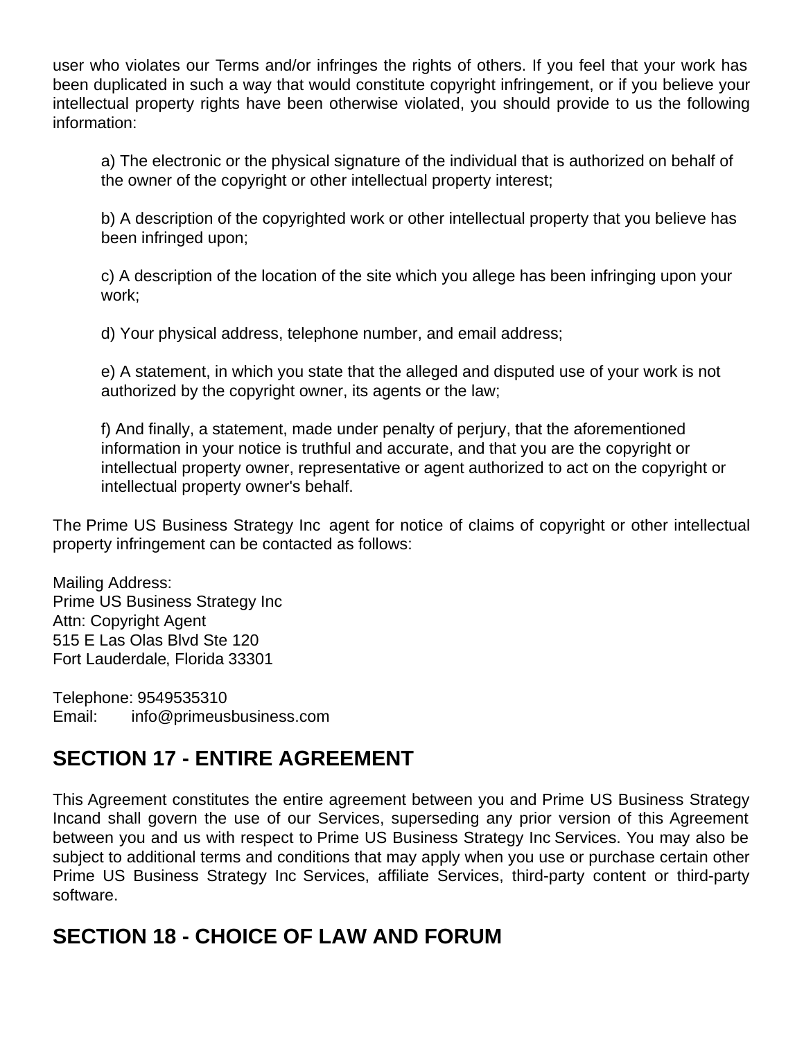user who violates our Terms and/or infringes the rights of others. If you feel that your work has been duplicated in such a way that would constitute copyright infringement, or if you believe your intellectual property rights have been otherwise violated, you should provide to us the following information:

a) The electronic or the physical signature of the individual that is authorized on behalf of the owner of the copyright or other intellectual property interest;

b) A description of the copyrighted work or other intellectual property that you believe has been infringed upon;

c) A description of the location of the site which you allege has been infringing upon your work;

d) Your physical address, telephone number, and email address;

e) A statement, in which you state that the alleged and disputed use of your work is not authorized by the copyright owner, its agents or the law;

f) And finally, a statement, made under penalty of perjury, that the aforementioned information in your notice is truthful and accurate, and that you are the copyright or intellectual property owner, representative or agent authorized to act on the copyright or intellectual property owner's behalf.

The Prime US Business Strategy Inc agent for notice of claims of copyright or other intellectual property infringement can be contacted as follows:

Mailing Address:
Prime US Business Strategy Inc
Attn: Copyright Agent
515 E Las Olas Blvd Ste 120
Fort Lauderdale, Florida 33301

Telephone: 9549535310
Email: info@primeusbusiness.com

## SECTION 17 - ENTIRE AGREEMENT

This Agreement constitutes the entire agreement between you and Prime US Business Strategy Incand shall govern the use of our Services, superseding any prior version of this Agreement between you and us with respect to Prime US Business Strategy Inc Services. You may also be subject to additional terms and conditions that may apply when you use or purchase certain other Prime US Business Strategy Inc Services, affiliate Services, third-party content or third-party software.

## SECTION 18 - CHOICE OF LAW AND FORUM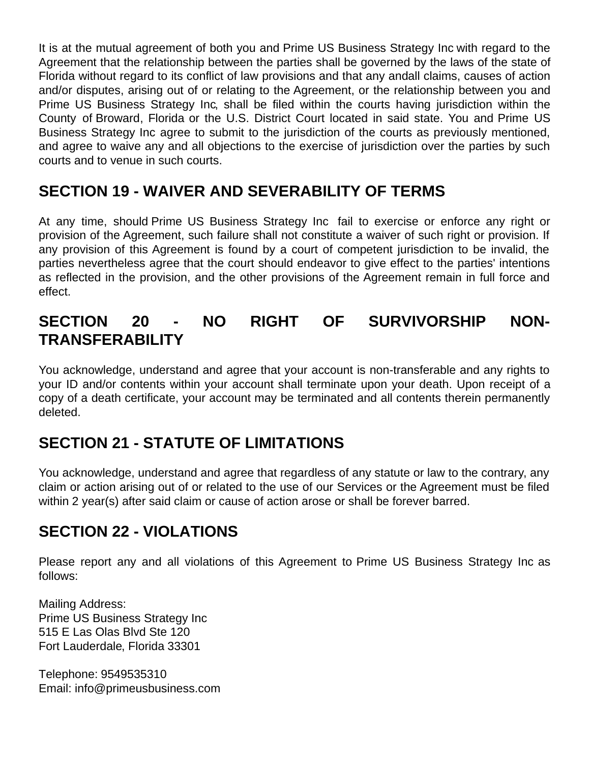It is at the mutual agreement of both you and Prime US Business Strategy Inc with regard to the Agreement that the relationship between the parties shall be governed by the laws of the state of Florida without regard to its conflict of law provisions and that any andall claims, causes of action and/or disputes, arising out of or relating to the Agreement, or the relationship between you and Prime US Business Strategy Inc, shall be filed within the courts having jurisdiction within the County of Broward, Florida or the U.S. District Court located in said state. You and Prime US Business Strategy Inc agree to submit to the jurisdiction of the courts as previously mentioned, and agree to waive any and all objections to the exercise of jurisdiction over the parties by such courts and to venue in such courts.

## SECTION 19 - WAIVER AND SEVERABILITY OF TERMS

At any time, should Prime US Business Strategy Inc fail to exercise or enforce any right or provision of the Agreement, such failure shall not constitute a waiver of such right or provision. If any provision of this Agreement is found by a court of competent jurisdiction to be invalid, the parties nevertheless agree that the court should endeavor to give effect to the parties' intentions as reflected in the provision, and the other provisions of the Agreement remain in full force and effect.

## SECTION 20 - NO RIGHT OF SURVIVORSHIP NON-TRANSFERABILITY

You acknowledge, understand and agree that your account is non-transferable and any rights to your ID and/or contents within your account shall terminate upon your death. Upon receipt of a copy of a death certificate, your account may be terminated and all contents therein permanently deleted.

## SECTION 21 - STATUTE OF LIMITATIONS

You acknowledge, understand and agree that regardless of any statute or law to the contrary, any claim or action arising out of or related to the use of our Services or the Agreement must be filed within 2 year(s) after said claim or cause of action arose or shall be forever barred.

## SECTION 22 - VIOLATIONS

Please report any and all violations of this Agreement to Prime US Business Strategy Inc as follows:

Mailing Address:  
Prime US Business Strategy Inc  
515 E Las Olas Blvd Ste 120  
Fort Lauderdale, Florida 33301

Telephone: 9549535310  
Email: info@primeusbusiness.com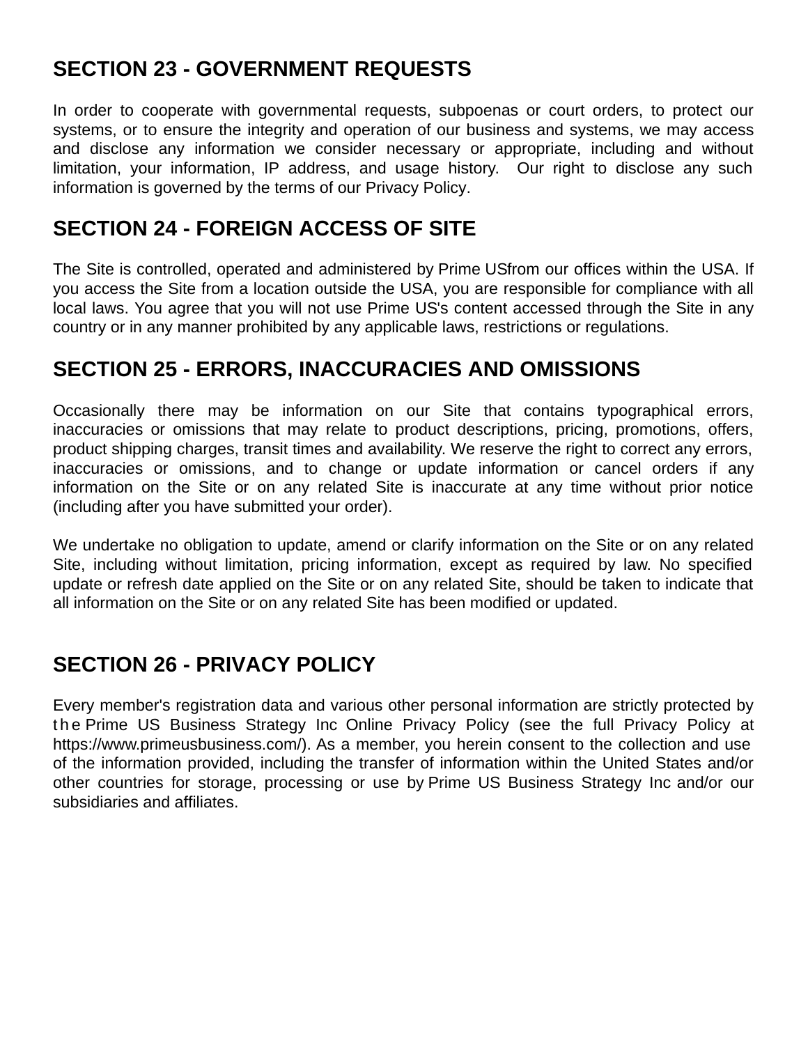## SECTION 23 - GOVERNMENT REQUESTS

In order to cooperate with governmental requests, subpoenas or court orders, to protect our systems, or to ensure the integrity and operation of our business and systems, we may access and disclose any information we consider necessary or appropriate, including and without limitation, your information, IP address, and usage history. Our right to disclose any such information is governed by the terms of our Privacy Policy.

## SECTION 24 - FOREIGN ACCESS OF SITE

The Site is controlled, operated and administered by Prime USfrom our offices within the USA. If you access the Site from a location outside the USA, you are responsible for compliance with all local laws. You agree that you will not use Prime US's content accessed through the Site in any country or in any manner prohibited by any applicable laws, restrictions or regulations.

## SECTION 25 - ERRORS, INACCURACIES AND OMISSIONS

Occasionally there may be information on our Site that contains typographical errors, inaccuracies or omissions that may relate to product descriptions, pricing, promotions, offers, product shipping charges, transit times and availability. We reserve the right to correct any errors, inaccuracies or omissions, and to change or update information or cancel orders if any information on the Site or on any related Site is inaccurate at any time without prior notice (including after you have submitted your order).

We undertake no obligation to update, amend or clarify information on the Site or on any related Site, including without limitation, pricing information, except as required by law. No specified update or refresh date applied on the Site or on any related Site, should be taken to indicate that all information on the Site or on any related Site has been modified or updated.

## SECTION 26 - PRIVACY POLICY

Every member's registration data and various other personal information are strictly protected by the Prime US Business Strategy Inc Online Privacy Policy (see the full Privacy Policy at https://www.primeusbusiness.com/). As a member, you herein consent to the collection and use of the information provided, including the transfer of information within the United States and/or other countries for storage, processing or use by Prime US Business Strategy Inc and/or our subsidiaries and affiliates.